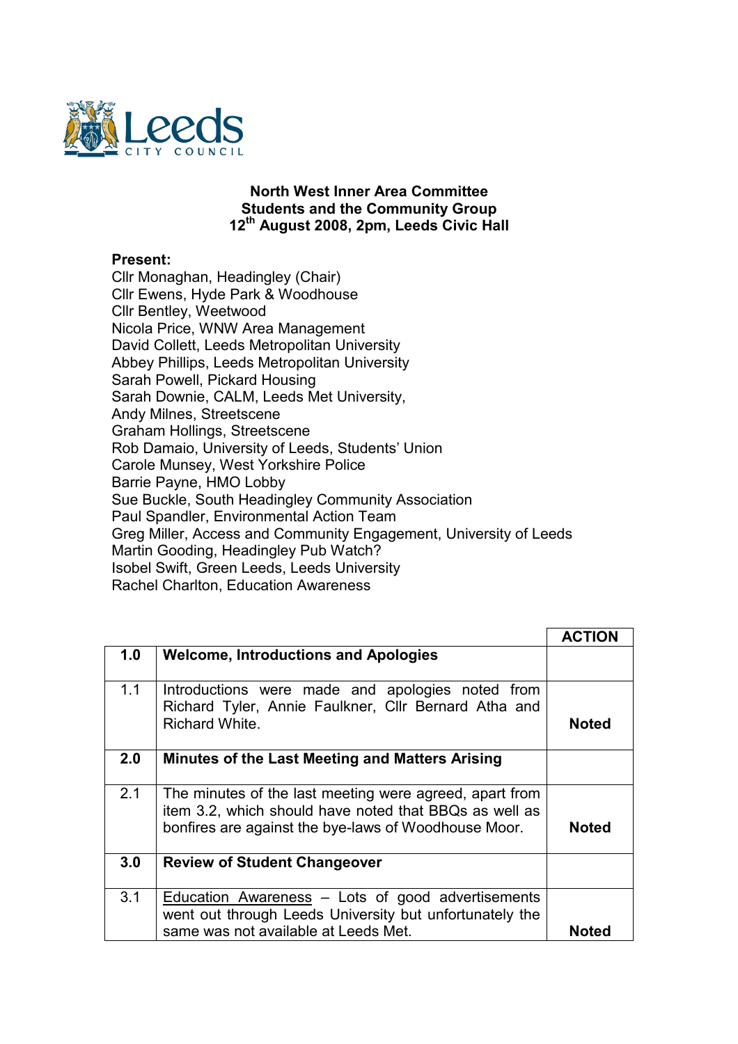Leeds CITY COUNCIL

**North West Inner Area Committee**
**Students and the Community Group**
**12th August 2008, 2pm, Leeds Civic Hall**

**Present:**

Cllr Monaghan, Headingley (Chair)
Cllr Ewens, Hyde Park & Woodhouse
Cllr Bentley, Weetwood
Nicola Price, WNW Area Management
David Collett, Leeds Metropolitan University
Abbey Phillips, Leeds Metropolitan University
Sarah Powell, Pickard Housing
Sarah Downie, CALM, Leeds Met University,
Andy Milnes, Streetscene
Graham Hollings, Streetscene
Rob Damaio, University of Leeds, Students' Union
Carole Munsey, West Yorkshire Police
Barrie Payne, HMO Lobby
Sue Buckle, South Headingley Community Association
Paul Spandler, Environmental Action Team
Greg Miller, Access and Community Engagement, University of Leeds
Martin Gooding, Headingley Pub Watch?
Isobel Swift, Green Leeds, Leeds University
Rachel Charlton, Education Awareness

| | | **ACTION** |
|---|---|---|
| **1.0** | **Welcome, Introductions and Apologies** | |
| 1.1 | Introductions were made and apologies noted from Richard Tyler, Annie Faulkner, Cllr Bernard Atha and Richard White. | **Noted** |
| **2.0** | **Minutes of the Last Meeting and Matters Arising** | |
| 2.1 | The minutes of the last meeting were agreed, apart from item 3.2, which should have noted that BBQs as well as bonfires are against the bye-laws of Woodhouse Moor. | **Noted** |
| **3.0** | **Review of Student Changeover** | |
| 3.1 | Education Awareness – Lots of good advertisements went out through Leeds University but unfortunately the same was not available at Leeds Met. | **Noted** |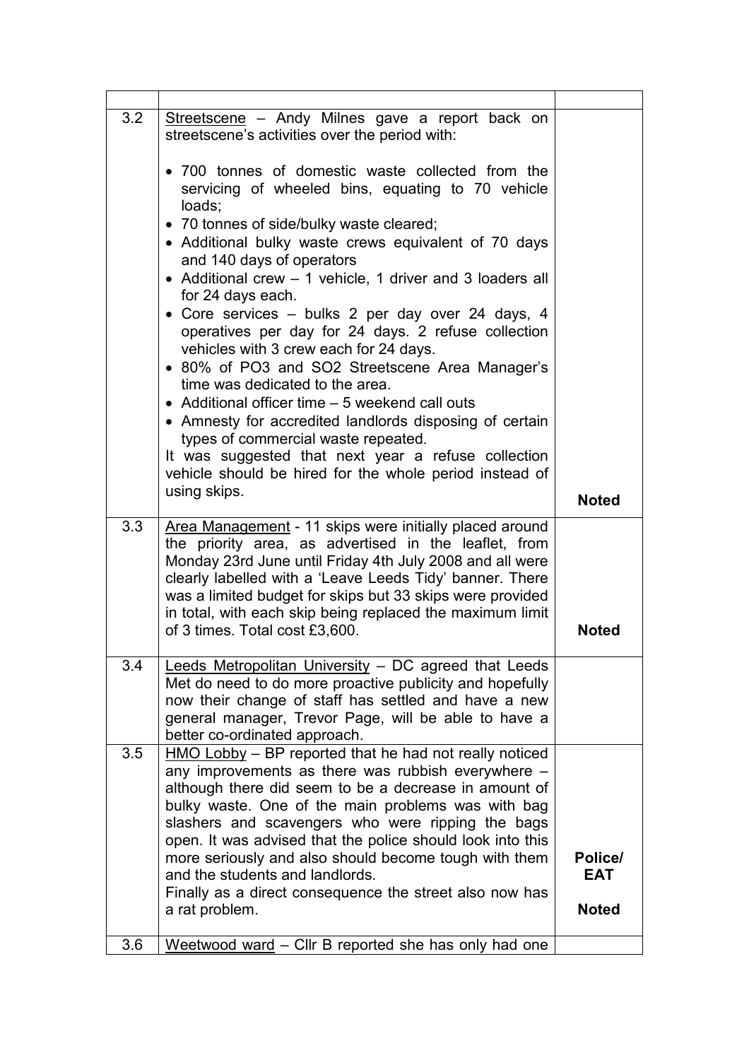| | | |
|---|---|---|
| 3.2 | <u>Streetscene</u> – Andy Milnes gave a report back on streetscene's activities over the period with:<br><br>• 700 tonnes of domestic waste collected from the servicing of wheeled bins, equating to 70 vehicle loads;<br>• 70 tonnes of side/bulky waste cleared;<br>• Additional bulky waste crews equivalent of 70 days and 140 days of operators<br>• Additional crew – 1 vehicle, 1 driver and 3 loaders all for 24 days each.<br>• Core services – bulks 2 per day over 24 days, 4 operatives per day for 24 days. 2 refuse collection vehicles with 3 crew each for 24 days.<br>• 80% of PO3 and SO2 Streetscene Area Manager's time was dedicated to the area.<br>• Additional officer time – 5 weekend call outs<br>• Amnesty for accredited landlords disposing of certain types of commercial waste repeated.<br>It was suggested that next year a refuse collection vehicle should be hired for the whole period instead of using skips. | **Noted** |
| 3.3 | <u>Area Management</u> - 11 skips were initially placed around the priority area, as advertised in the leaflet, from Monday 23rd June until Friday 4th July 2008 and all were clearly labelled with a 'Leave Leeds Tidy' banner. There was a limited budget for skips but 33 skips were provided in total, with each skip being replaced the maximum limit of 3 times. Total cost £3,600. | **Noted** |
| 3.4 | <u>Leeds Metropolitan University</u> – DC agreed that Leeds Met do need to do more proactive publicity and hopefully now their change of staff has settled and have a new general manager, Trevor Page, will be able to have a better co-ordinated approach. | |
| 3.5 | <u>HMO Lobby</u> – BP reported that he had not really noticed any improvements as there was rubbish everywhere – although there did seem to be a decrease in amount of bulky waste. One of the main problems was with bag slashers and scavengers who were ripping the bags open. It was advised that the police should look into this more seriously and also should become tough with them and the students and landlords.<br>Finally as a direct consequence the street also now has a rat problem. | **Police/ EAT**<br><br>**Noted** |
| 3.6 | <u>Weetwood ward</u> – Cllr B reported she has only had one | |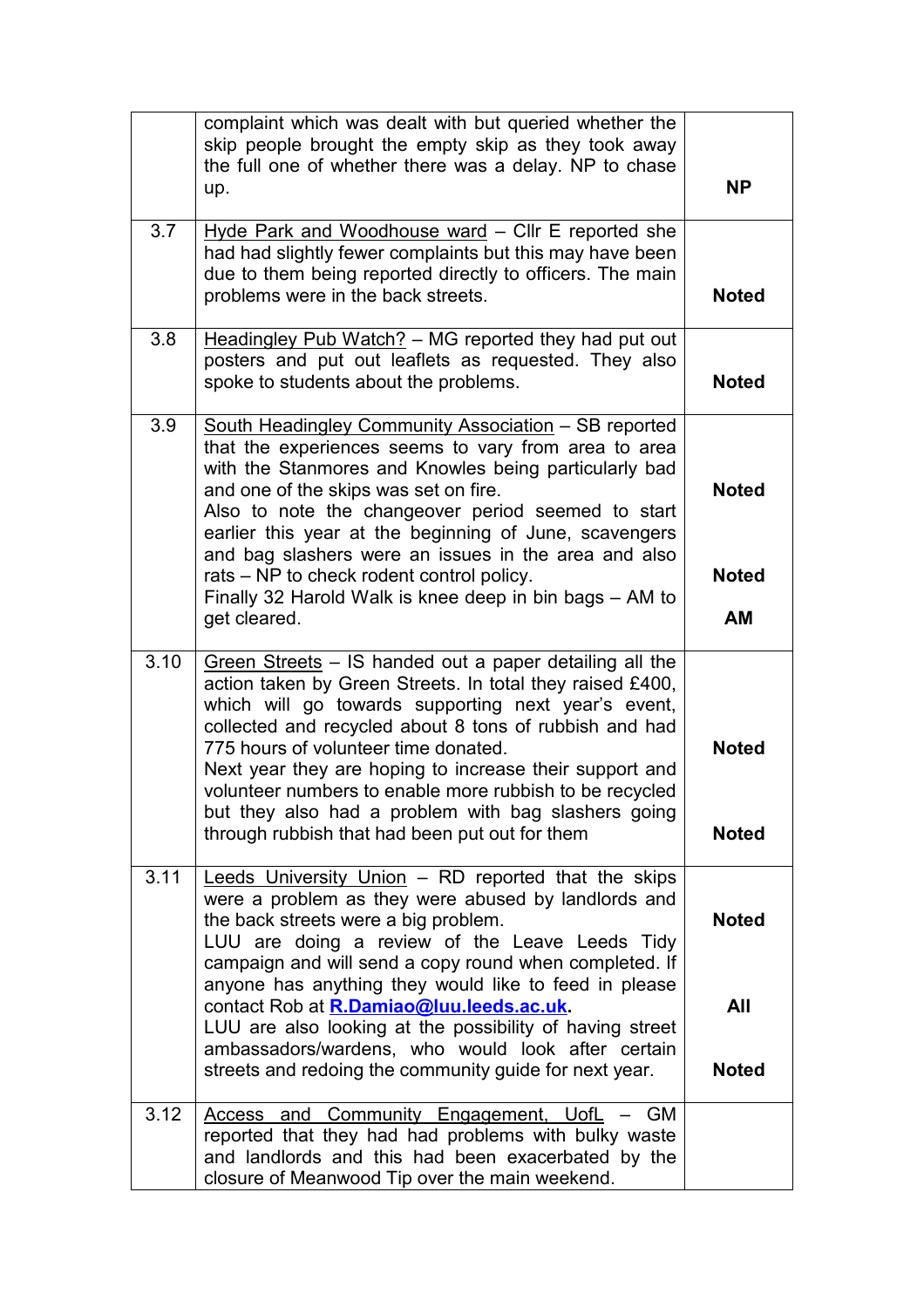| | | |
|---|---|---|
| | complaint which was dealt with but queried whether the skip people brought the empty skip as they took away the full one of whether there was a delay. NP to chase up. | **NP** |
| 3.7 | <u>Hyde Park and Woodhouse ward</u> – Cllr E reported she had had slightly fewer complaints but this may have been due to them being reported directly to officers. The main problems were in the back streets. | **Noted** |
| 3.8 | <u>Headingley Pub Watch?</u> – MG reported they had put out posters and put out leaflets as requested. They also spoke to students about the problems. | **Noted** |
| 3.9 | <u>South Headingley Community Association</u> – SB reported that the experiences seems to vary from area to area with the Stanmores and Knowles being particularly bad and one of the skips was set on fire.<br>Also to note the changeover period seemed to start earlier this year at the beginning of June, scavengers and bag slashers were an issues in the area and also rats – NP to check rodent control policy.<br>Finally 32 Harold Walk is knee deep in bin bags – AM to get cleared. | **Noted**<br><br>**Noted**<br><br>**AM** |
| 3.10 | <u>Green Streets</u> – IS handed out a paper detailing all the action taken by Green Streets. In total they raised £400, which will go towards supporting next year's event, collected and recycled about 8 tons of rubbish and had 775 hours of volunteer time donated.<br>Next year they are hoping to increase their support and volunteer numbers to enable more rubbish to be recycled but they also had a problem with bag slashers going through rubbish that had been put out for them | **Noted**<br><br>**Noted** |
| 3.11 | <u>Leeds University Union</u> – RD reported that the skips were a problem as they were abused by landlords and the back streets were a big problem.<br>LUU are doing a review of the Leave Leeds Tidy campaign and will send a copy round when completed. If anyone has anything they would like to feed in please contact Rob at **R.Damiao@luu.leeds.ac.uk**.<br>LUU are also looking at the possibility of having street ambassadors/wardens, who would look after certain streets and redoing the community guide for next year. | **Noted**<br><br>**All**<br><br>**Noted** |
| 3.12 | <u>Access and Community Engagement, UofL</u> – GM reported that they had had problems with bulky waste and landlords and this had been exacerbated by the closure of Meanwood Tip over the main weekend. | |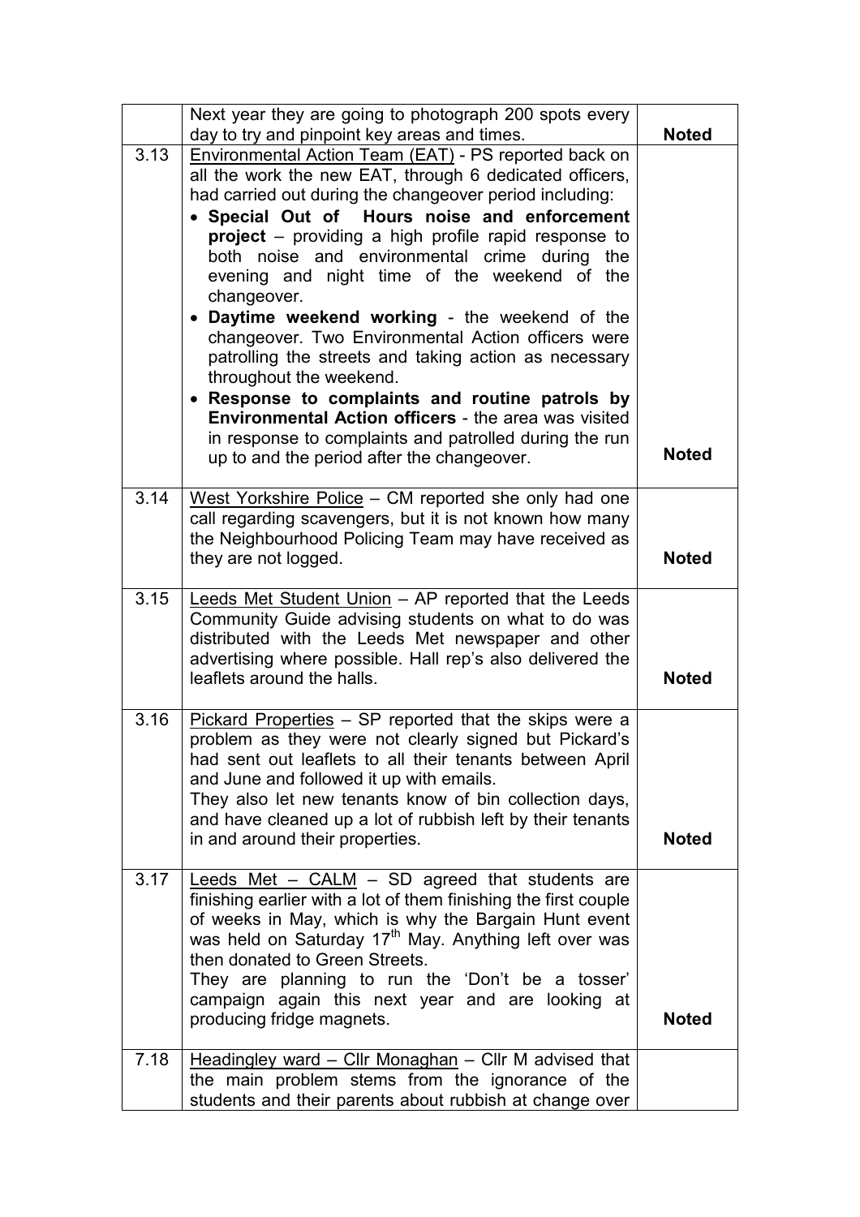| | | |
|---|---|---|
| | Next year they are going to photograph 200 spots every day to try and pinpoint key areas and times. | **Noted** |
| 3.13 | Environmental Action Team (EAT) - PS reported back on all the work the new EAT, through 6 dedicated officers, had carried out during the changeover period including:<br>• **Special Out of Hours noise and enforcement project** – providing a high profile rapid response to both noise and environmental crime during the evening and night time of the weekend of the changeover.<br>• **Daytime weekend working** - the weekend of the changeover. Two Environmental Action officers were patrolling the streets and taking action as necessary throughout the weekend.<br>• **Response to complaints and routine patrols by Environmental Action officers** - the area was visited in response to complaints and patrolled during the run up to and the period after the changeover. | **Noted** |
| 3.14 | West Yorkshire Police – CM reported she only had one call regarding scavengers, but it is not known how many the Neighbourhood Policing Team may have received as they are not logged. | **Noted** |
| 3.15 | Leeds Met Student Union – AP reported that the Leeds Community Guide advising students on what to do was distributed with the Leeds Met newspaper and other advertising where possible. Hall rep's also delivered the leaflets around the halls. | **Noted** |
| 3.16 | Pickard Properties – SP reported that the skips were a problem as they were not clearly signed but Pickard's had sent out leaflets to all their tenants between April and June and followed it up with emails.<br>They also let new tenants know of bin collection days, and have cleaned up a lot of rubbish left by their tenants in and around their properties. | **Noted** |
| 3.17 | Leeds Met – CALM – SD agreed that students are finishing earlier with a lot of them finishing the first couple of weeks in May, which is why the Bargain Hunt event was held on Saturday 17th May. Anything left over was then donated to Green Streets.<br>They are planning to run the 'Don't be a tosser' campaign again this next year and are looking at producing fridge magnets. | **Noted** |
| 7.18 | Headingley ward – Cllr Monaghan – Cllr M advised that the main problem stems from the ignorance of the students and their parents about rubbish at change over | |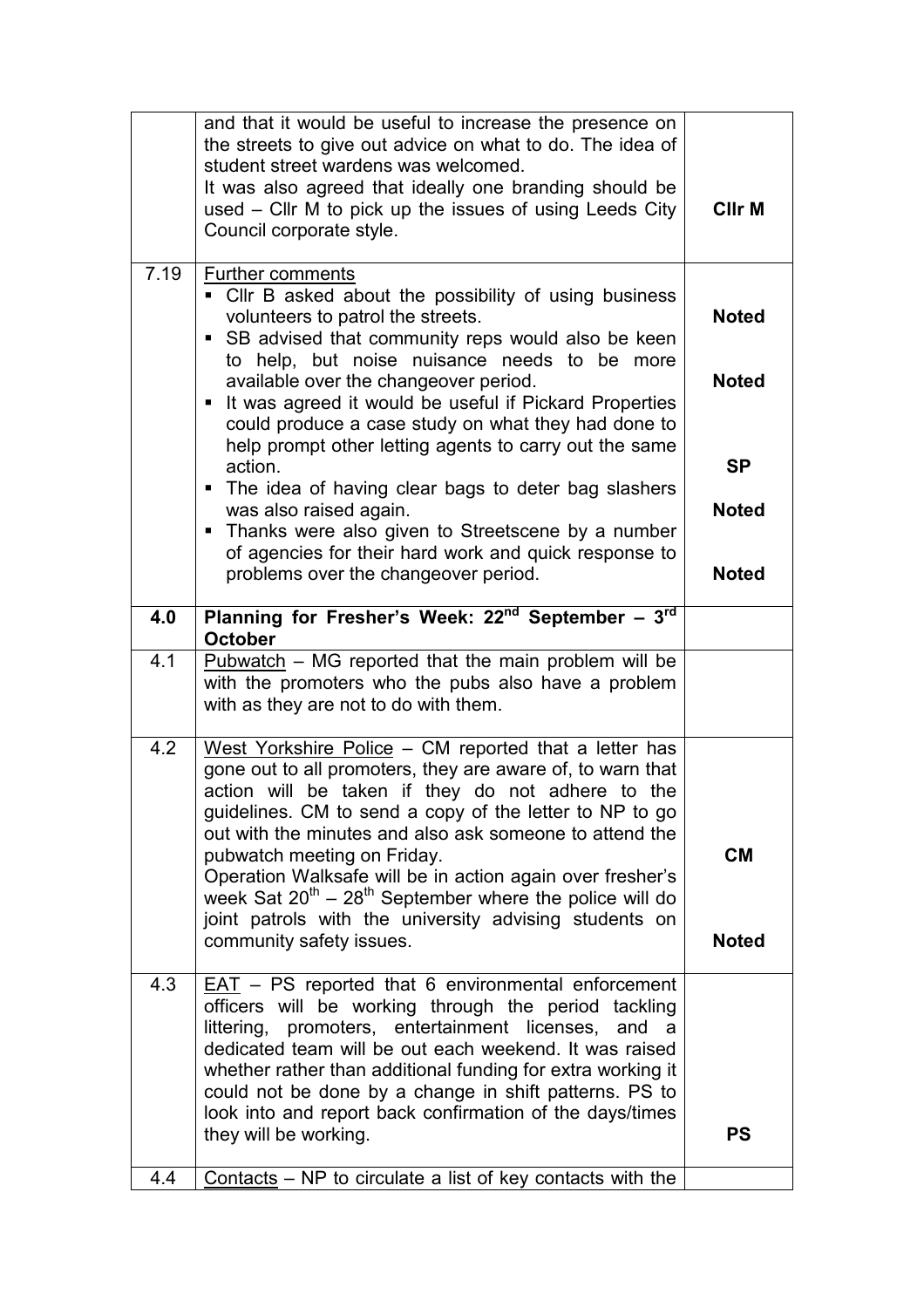| | | |
|---|---|---|
| | and that it would be useful to increase the presence on the streets to give out advice on what to do. The idea of student street wardens was welcomed.<br>It was also agreed that ideally one branding should be used – Cllr M to pick up the issues of using Leeds City Council corporate style. | **Cllr M** |
| 7.19 | Further comments<br>▪ Cllr B asked about the possibility of using business volunteers to patrol the streets.<br>▪ SB advised that community reps would also be keen to help, but noise nuisance needs to be more available over the changeover period.<br>▪ It was agreed it would be useful if Pickard Properties could produce a case study on what they had done to help prompt other letting agents to carry out the same action.<br>▪ The idea of having clear bags to deter bag slashers was also raised again.<br>▪ Thanks were also given to Streetscene by a number of agencies for their hard work and quick response to problems over the changeover period. | **Noted**<br><br>**Noted**<br><br>**SP**<br><br>**Noted**<br><br>**Noted** |
| **4.0** | **Planning for Fresher's Week: 22nd September – 3rd October** | |
| 4.1 | Pubwatch – MG reported that the main problem will be with the promoters who the pubs also have a problem with as they are not to do with them. | |
| 4.2 | West Yorkshire Police – CM reported that a letter has gone out to all promoters, they are aware of, to warn that action will be taken if they do not adhere to the guidelines. CM to send a copy of the letter to NP to go out with the minutes and also ask someone to attend the pubwatch meeting on Friday.<br>Operation Walksafe will be in action again over fresher's week Sat 20th – 28th September where the police will do joint patrols with the university advising students on community safety issues. | **CM**<br><br>**Noted** |
| 4.3 | EAT – PS reported that 6 environmental enforcement officers will be working through the period tackling littering, promoters, entertainment licenses, and a dedicated team will be out each weekend. It was raised whether rather than additional funding for extra working it could not be done by a change in shift patterns. PS to look into and report back confirmation of the days/times they will be working. | **PS** |
| 4.4 | Contacts – NP to circulate a list of key contacts with the | |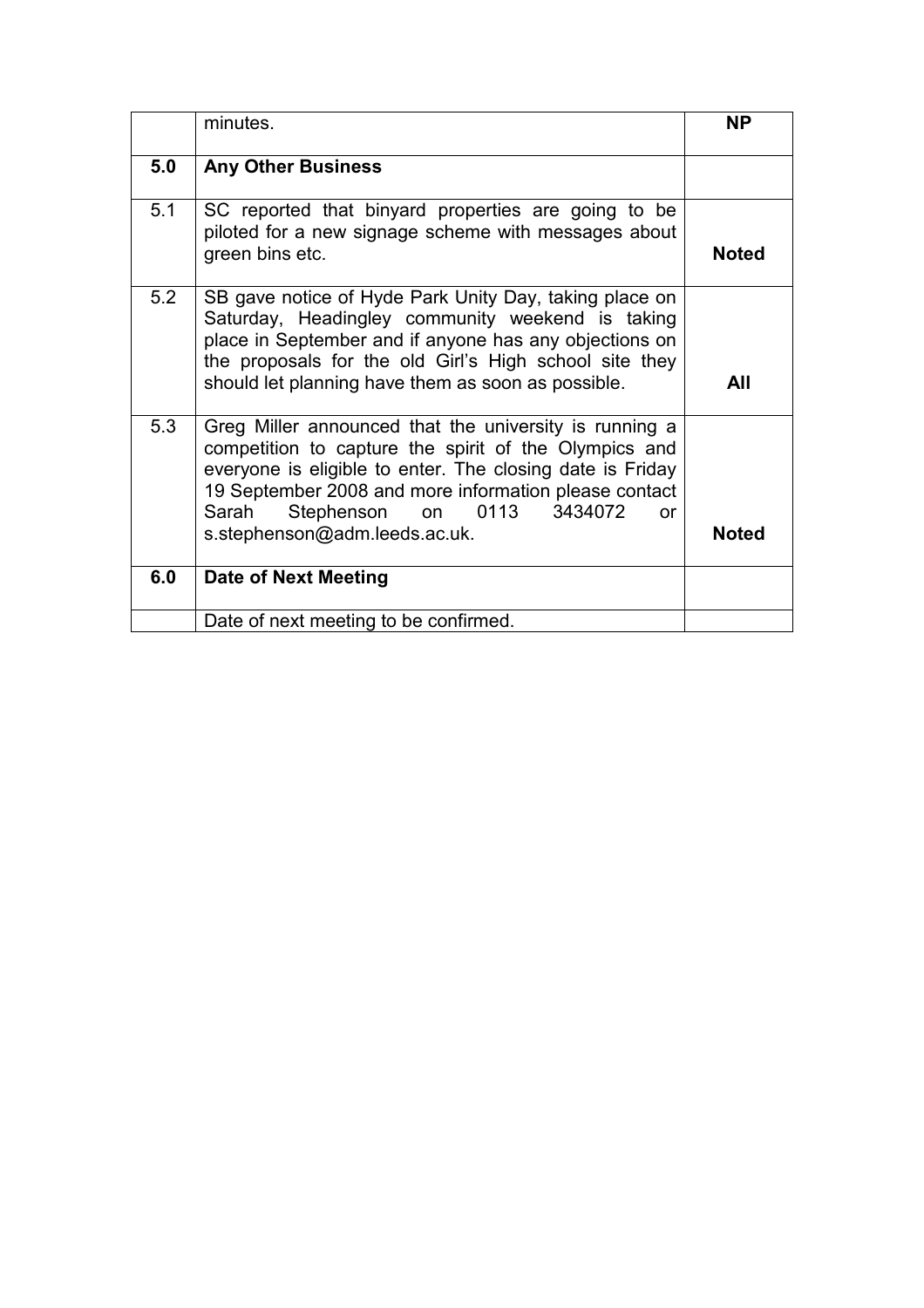| | | |
|---|---|---|
| | minutes. | **NP** |
| **5.0** | **Any Other Business** | |
| 5.1 | SC reported that binyard properties are going to be piloted for a new signage scheme with messages about green bins etc. | **Noted** |
| 5.2 | SB gave notice of Hyde Park Unity Day, taking place on Saturday, Headingley community weekend is taking place in September and if anyone has any objections on the proposals for the old Girl's High school site they should let planning have them as soon as possible. | **All** |
| 5.3 | Greg Miller announced that the university is running a competition to capture the spirit of the Olympics and everyone is eligible to enter. The closing date is Friday 19 September 2008 and more information please contact Sarah Stephenson on 0113 3434072 or s.stephenson@adm.leeds.ac.uk. | **Noted** |
| **6.0** | **Date of Next Meeting** | |
| | Date of next meeting to be confirmed. | |